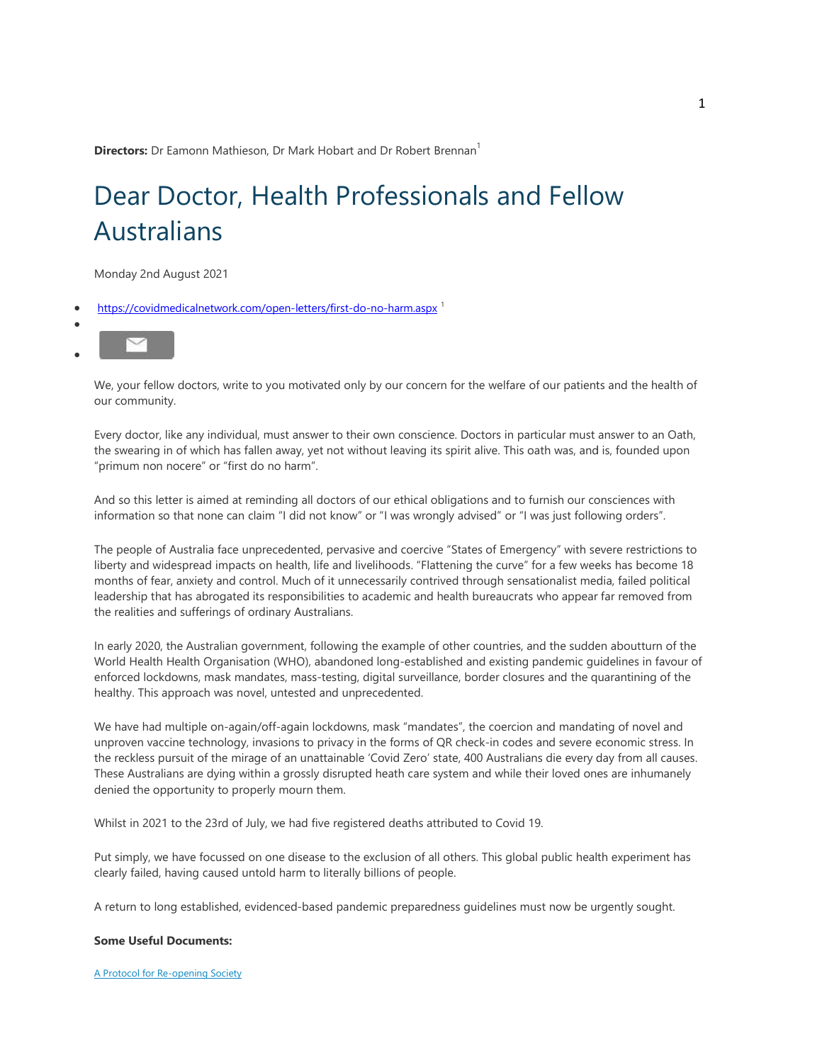**Directors:** Dr Eamonn Mathieson, Dr Mark Hobart and Dr Robert Brennan[1]

# Dear Doctor, Health Professionals and Fellow Australians

Monday 2nd August 2021

- https://covidmedicalnetwork.com/open-letters/first-do-no-harm.aspx [1]

We, your fellow doctors, write to you motivated only by our concern for the welfare of our patients and the health of our community.

Every doctor, like any individual, must answer to their own conscience. Doctors in particular must answer to an Oath, the swearing in of which has fallen away, yet not without leaving its spirit alive. This oath was, and is, founded upon "primum non nocere" or "first do no harm".

And so this letter is aimed at reminding all doctors of our ethical obligations and to furnish our consciences with information so that none can claim "I did not know" or "I was wrongly advised" or "I was just following orders".

The people of Australia face unprecedented, pervasive and coercive "States of Emergency" with severe restrictions to liberty and widespread impacts on health, life and livelihoods. "Flattening the curve" for a few weeks has become 18 months of fear, anxiety and control. Much of it unnecessarily contrived through sensationalist media, failed political leadership that has abrogated its responsibilities to academic and health bureaucrats who appear far removed from the realities and sufferings of ordinary Australians.

In early 2020, the Australian government, following the example of other countries, and the sudden aboutturn of the World Health Health Organisation (WHO), abandoned long-established and existing pandemic guidelines in favour of enforced lockdowns, mask mandates, mass-testing, digital surveillance, border closures and the quarantining of the healthy. This approach was novel, untested and unprecedented.

We have had multiple on-again/off-again lockdowns, mask "mandates", the coercion and mandating of novel and unproven vaccine technology, invasions to privacy in the forms of QR check-in codes and severe economic stress. In the reckless pursuit of the mirage of an unattainable 'Covid Zero' state, 400 Australians die every day from all causes. These Australians are dying within a grossly disrupted heath care system and while their loved ones are inhumanely denied the opportunity to properly mourn them.

Whilst in 2021 to the 23rd of July, we had five registered deaths attributed to Covid 19.

Put simply, we have focussed on one disease to the exclusion of all others. This global public health experiment has clearly failed, having caused untold harm to literally billions of people.

A return to long established, evidenced-based pandemic preparedness guidelines must now be urgently sought.

**Some Useful Documents:**

A Protocol for Re-opening Society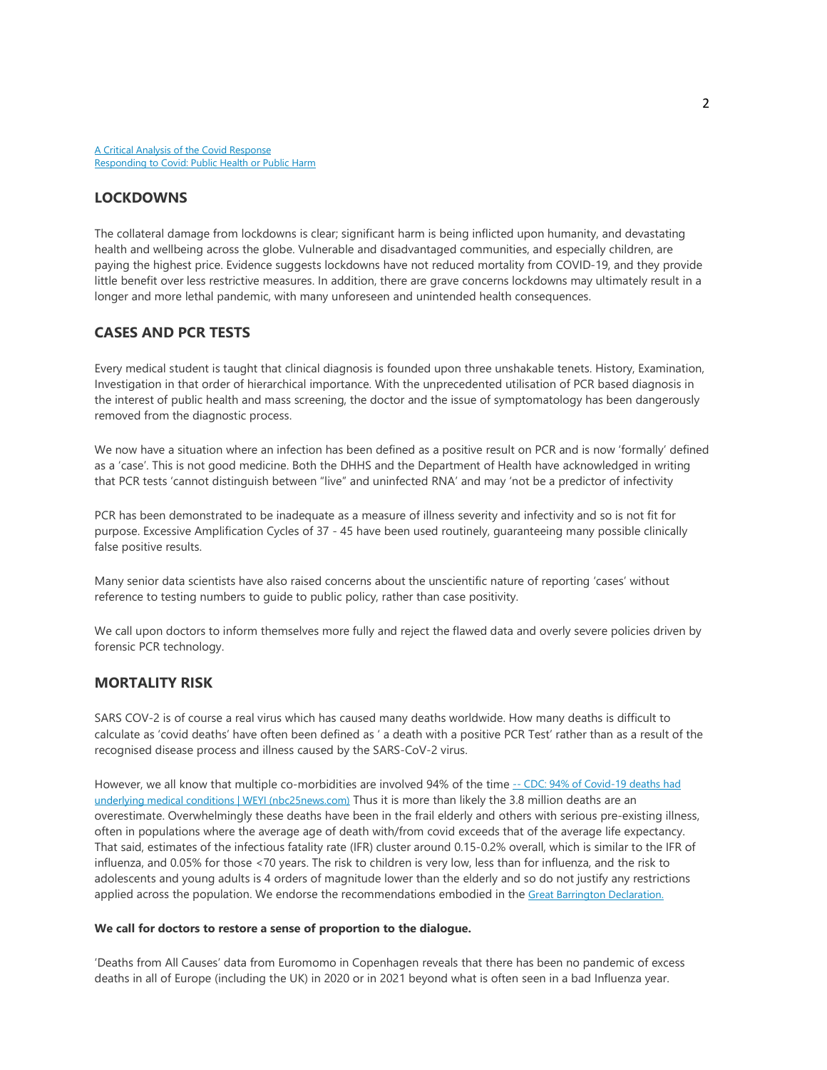[A Critical Analysis of the Covid Response](#)
[Responding to Covid: Public Health or Public Harm](#)

## LOCKDOWNS

The collateral damage from lockdowns is clear; significant harm is being inflicted upon humanity, and devastating health and wellbeing across the globe. Vulnerable and disadvantaged communities, and especially children, are paying the highest price. Evidence suggests lockdowns have not reduced mortality from COVID-19, and they provide little benefit over less restrictive measures. In addition, there are grave concerns lockdowns may ultimately result in a longer and more lethal pandemic, with many unforeseen and unintended health consequences.

## CASES AND PCR TESTS

Every medical student is taught that clinical diagnosis is founded upon three unshakable tenets. History, Examination, Investigation in that order of hierarchical importance. With the unprecedented utilisation of PCR based diagnosis in the interest of public health and mass screening, the doctor and the issue of symptomatology has been dangerously removed from the diagnostic process.

We now have a situation where an infection has been defined as a positive result on PCR and is now 'formally' defined as a 'case'. This is not good medicine. Both the DHHS and the Department of Health have acknowledged in writing that PCR tests 'cannot distinguish between "live" and uninfected RNA' and may 'not be a predictor of infectivity

PCR has been demonstrated to be inadequate as a measure of illness severity and infectivity and so is not fit for purpose. Excessive Amplification Cycles of 37 - 45 have been used routinely, guaranteeing many possible clinically false positive results.

Many senior data scientists have also raised concerns about the unscientific nature of reporting 'cases' without reference to testing numbers to guide to public policy, rather than case positivity.

We call upon doctors to inform themselves more fully and reject the flawed data and overly severe policies driven by forensic PCR technology.

## MORTALITY RISK

SARS COV-2 is of course a real virus which has caused many deaths worldwide. How many deaths is difficult to calculate as 'covid deaths' have often been defined as ' a death with a positive PCR Test' rather than as a result of the recognised disease process and illness caused by the SARS-CoV-2 virus.

However, we all know that multiple co-morbidities are involved 94% of the time [-- CDC: 94% of Covid-19 deaths had underlying medical conditions | WEYI (nbc25news.com)](#) Thus it is more than likely the 3.8 million deaths are an overestimate. Overwhelmingly these deaths have been in the frail elderly and others with serious pre-existing illness, often in populations where the average age of death with/from covid exceeds that of the average life expectancy. That said, estimates of the infectious fatality rate (IFR) cluster around 0.15-0.2% overall, which is similar to the IFR of influenza, and 0.05% for those <70 years. The risk to children is very low, less than for influenza, and the risk to adolescents and young adults is 4 orders of magnitude lower than the elderly and so do not justify any restrictions applied across the population. We endorse the recommendations embodied in the [Great Barrington Declaration.](#)

**We call for doctors to restore a sense of proportion to the dialogue.**

'Deaths from All Causes' data from Euromomo in Copenhagen reveals that there has been no pandemic of excess deaths in all of Europe (including the UK) in 2020 or in 2021 beyond what is often seen in a bad Influenza year.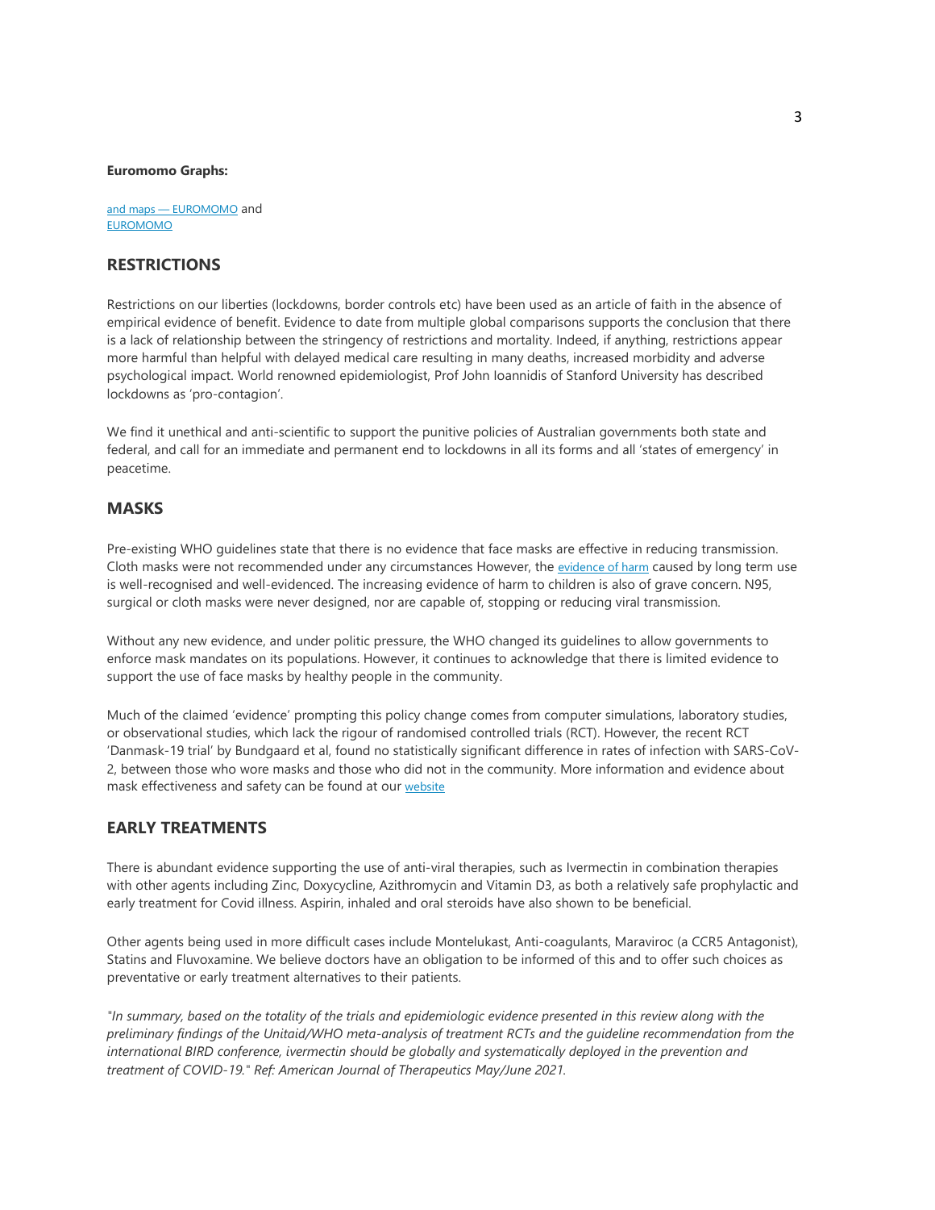**Euromomo Graphs:**

[and maps — EUROMOMO] and
[EUROMOMO]

## RESTRICTIONS

Restrictions on our liberties (lockdowns, border controls etc) have been used as an article of faith in the absence of empirical evidence of benefit. Evidence to date from multiple global comparisons supports the conclusion that there is a lack of relationship between the stringency of restrictions and mortality. Indeed, if anything, restrictions appear more harmful than helpful with delayed medical care resulting in many deaths, increased morbidity and adverse psychological impact. World renowned epidemiologist, Prof John Ioannidis of Stanford University has described lockdowns as 'pro-contagion'.

We find it unethical and anti-scientific to support the punitive policies of Australian governments both state and federal, and call for an immediate and permanent end to lockdowns in all its forms and all 'states of emergency' in peacetime.

## MASKS

Pre-existing WHO guidelines state that there is no evidence that face masks are effective in reducing transmission. Cloth masks were not recommended under any circumstances However, the evidence of harm caused by long term use is well-recognised and well-evidenced. The increasing evidence of harm to children is also of grave concern. N95, surgical or cloth masks were never designed, nor are capable of, stopping or reducing viral transmission.

Without any new evidence, and under politic pressure, the WHO changed its guidelines to allow governments to enforce mask mandates on its populations. However, it continues to acknowledge that there is limited evidence to support the use of face masks by healthy people in the community.

Much of the claimed 'evidence' prompting this policy change comes from computer simulations, laboratory studies, or observational studies, which lack the rigour of randomised controlled trials (RCT). However, the recent RCT 'Danmask-19 trial' by Bundgaard et al, found no statistically significant difference in rates of infection with SARS-CoV-2, between those who wore masks and those who did not in the community. More information and evidence about mask effectiveness and safety can be found at our website

## EARLY TREATMENTS

There is abundant evidence supporting the use of anti-viral therapies, such as Ivermectin in combination therapies with other agents including Zinc, Doxycycline, Azithromycin and Vitamin D3, as both a relatively safe prophylactic and early treatment for Covid illness. Aspirin, inhaled and oral steroids have also shown to be beneficial.

Other agents being used in more difficult cases include Montelukast, Anti-coagulants, Maraviroc (a CCR5 Antagonist), Statins and Fluvoxamine. We believe doctors have an obligation to be informed of this and to offer such choices as preventative or early treatment alternatives to their patients.

*"In summary, based on the totality of the trials and epidemiologic evidence presented in this review along with the preliminary findings of the Unitaid/WHO meta-analysis of treatment RCTs and the guideline recommendation from the international BIRD conference, ivermectin should be globally and systematically deployed in the prevention and treatment of COVID-19." Ref: American Journal of Therapeutics May/June 2021.*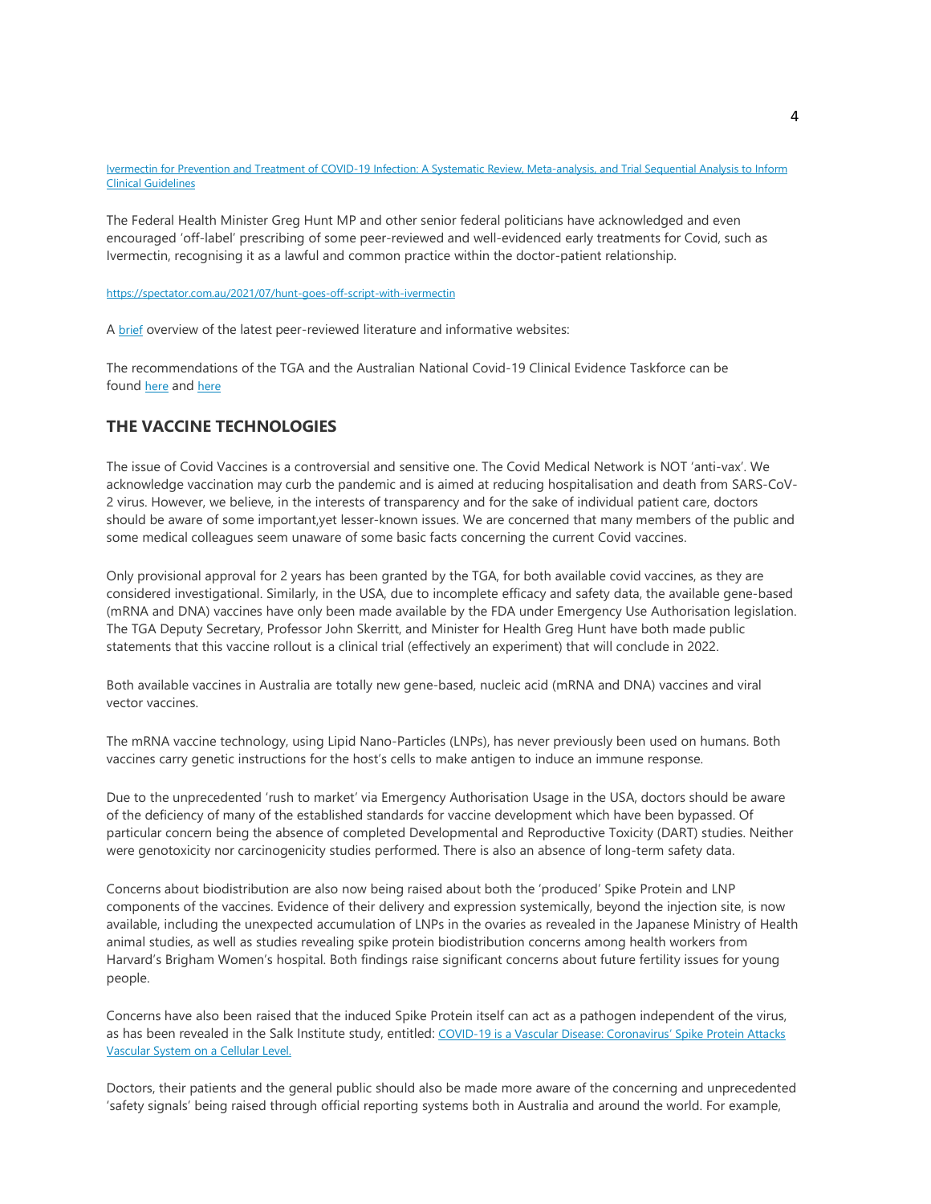[Ivermectin for Prevention and Treatment of COVID-19 Infection: A Systematic Review, Meta-analysis, and Trial Sequential Analysis to Inform Clinical Guidelines]

The Federal Health Minister Greg Hunt MP and other senior federal politicians have acknowledged and even encouraged 'off-label' prescribing of some peer-reviewed and well-evidenced early treatments for Covid, such as Ivermectin, recognising it as a lawful and common practice within the doctor-patient relationship.

https://spectator.com.au/2021/07/hunt-goes-off-script-with-ivermectin

A [brief] overview of the latest peer-reviewed literature and informative websites:

The recommendations of the TGA and the Australian National Covid-19 Clinical Evidence Taskforce can be found [here] and [here]

## THE VACCINE TECHNOLOGIES

The issue of Covid Vaccines is a controversial and sensitive one. The Covid Medical Network is NOT 'anti-vax'. We acknowledge vaccination may curb the pandemic and is aimed at reducing hospitalisation and death from SARS-CoV-2 virus. However, we believe, in the interests of transparency and for the sake of individual patient care, doctors should be aware of some important,yet lesser-known issues. We are concerned that many members of the public and some medical colleagues seem unaware of some basic facts concerning the current Covid vaccines.

Only provisional approval for 2 years has been granted by the TGA, for both available covid vaccines, as they are considered investigational. Similarly, in the USA, due to incomplete efficacy and safety data, the available gene-based (mRNA and DNA) vaccines have only been made available by the FDA under Emergency Use Authorisation legislation. The TGA Deputy Secretary, Professor John Skerritt, and Minister for Health Greg Hunt have both made public statements that this vaccine rollout is a clinical trial (effectively an experiment) that will conclude in 2022.

Both available vaccines in Australia are totally new gene-based, nucleic acid (mRNA and DNA) vaccines and viral vector vaccines.

The mRNA vaccine technology, using Lipid Nano-Particles (LNPs), has never previously been used on humans. Both vaccines carry genetic instructions for the host's cells to make antigen to induce an immune response.

Due to the unprecedented 'rush to market' via Emergency Authorisation Usage in the USA, doctors should be aware of the deficiency of many of the established standards for vaccine development which have been bypassed. Of particular concern being the absence of completed Developmental and Reproductive Toxicity (DART) studies. Neither were genotoxicity nor carcinogenicity studies performed. There is also an absence of long-term safety data.

Concerns about biodistribution are also now being raised about both the 'produced' Spike Protein and LNP components of the vaccines. Evidence of their delivery and expression systemically, beyond the injection site, is now available, including the unexpected accumulation of LNPs in the ovaries as revealed in the Japanese Ministry of Health animal studies, as well as studies revealing spike protein biodistribution concerns among health workers from Harvard's Brigham Women's hospital. Both findings raise significant concerns about future fertility issues for young people.

Concerns have also been raised that the induced Spike Protein itself can act as a pathogen independent of the virus, as has been revealed in the Salk Institute study, entitled: [COVID-19 is a Vascular Disease: Coronavirus' Spike Protein Attacks Vascular System on a Cellular Level.]

Doctors, their patients and the general public should also be made more aware of the concerning and unprecedented 'safety signals' being raised through official reporting systems both in Australia and around the world. For example,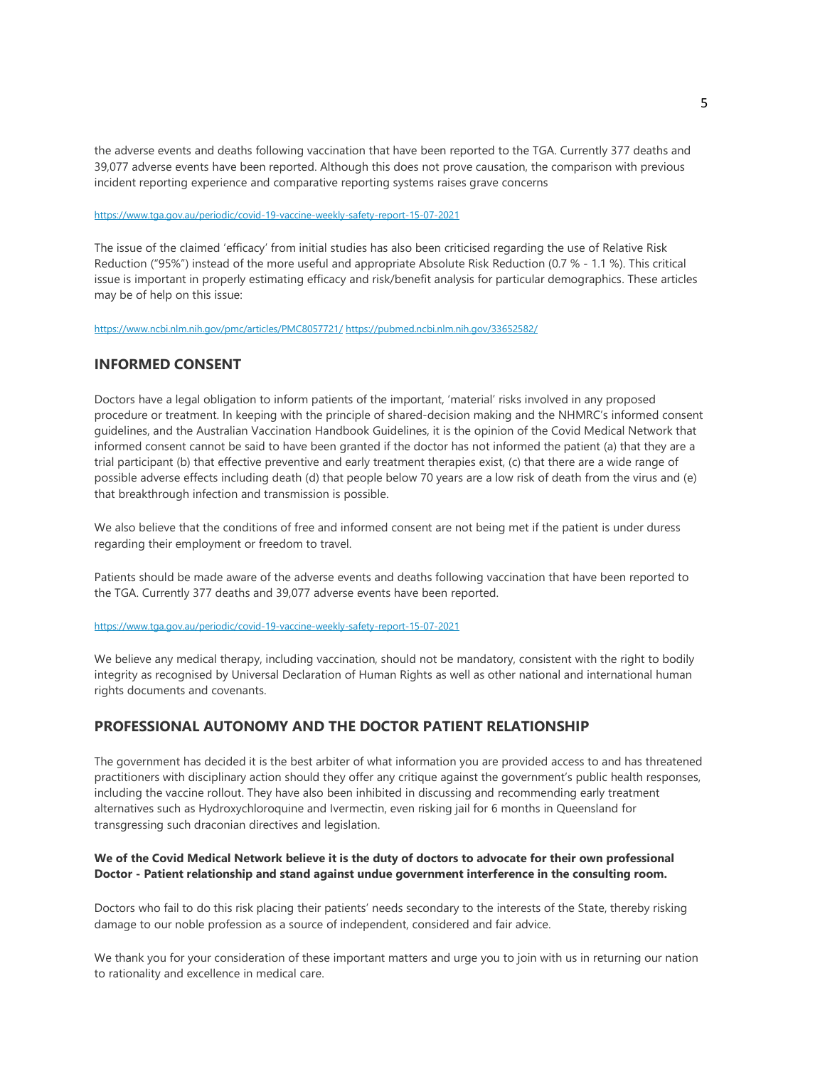the adverse events and deaths following vaccination that have been reported to the TGA. Currently 377 deaths and 39,077 adverse events have been reported. Although this does not prove causation, the comparison with previous incident reporting experience and comparative reporting systems raises grave concerns

https://www.tga.gov.au/periodic/covid-19-vaccine-weekly-safety-report-15-07-2021

The issue of the claimed 'efficacy' from initial studies has also been criticised regarding the use of Relative Risk Reduction ("95%") instead of the more useful and appropriate Absolute Risk Reduction (0.7 % - 1.1 %). This critical issue is important in properly estimating efficacy and risk/benefit analysis for particular demographics. These articles may be of help on this issue:

https://www.ncbi.nlm.nih.gov/pmc/articles/PMC8057721/ https://pubmed.ncbi.nlm.nih.gov/33652582/

## INFORMED CONSENT

Doctors have a legal obligation to inform patients of the important, 'material' risks involved in any proposed procedure or treatment. In keeping with the principle of shared-decision making and the NHMRC's informed consent guidelines, and the Australian Vaccination Handbook Guidelines, it is the opinion of the Covid Medical Network that informed consent cannot be said to have been granted if the doctor has not informed the patient (a) that they are a trial participant (b) that effective preventive and early treatment therapies exist, (c) that there are a wide range of possible adverse effects including death (d) that people below 70 years are a low risk of death from the virus and (e) that breakthrough infection and transmission is possible.

We also believe that the conditions of free and informed consent are not being met if the patient is under duress regarding their employment or freedom to travel.

Patients should be made aware of the adverse events and deaths following vaccination that have been reported to the TGA. Currently 377 deaths and 39,077 adverse events have been reported.

https://www.tga.gov.au/periodic/covid-19-vaccine-weekly-safety-report-15-07-2021

We believe any medical therapy, including vaccination, should not be mandatory, consistent with the right to bodily integrity as recognised by Universal Declaration of Human Rights as well as other national and international human rights documents and covenants.

## PROFESSIONAL AUTONOMY AND THE DOCTOR PATIENT RELATIONSHIP

The government has decided it is the best arbiter of what information you are provided access to and has threatened practitioners with disciplinary action should they offer any critique against the government's public health responses, including the vaccine rollout. They have also been inhibited in discussing and recommending early treatment alternatives such as Hydroxychloroquine and Ivermectin, even risking jail for 6 months in Queensland for transgressing such draconian directives and legislation.

**We of the Covid Medical Network believe it is the duty of doctors to advocate for their own professional Doctor - Patient relationship and stand against undue government interference in the consulting room.**

Doctors who fail to do this risk placing their patients' needs secondary to the interests of the State, thereby risking damage to our noble profession as a source of independent, considered and fair advice.

We thank you for your consideration of these important matters and urge you to join with us in returning our nation to rationality and excellence in medical care.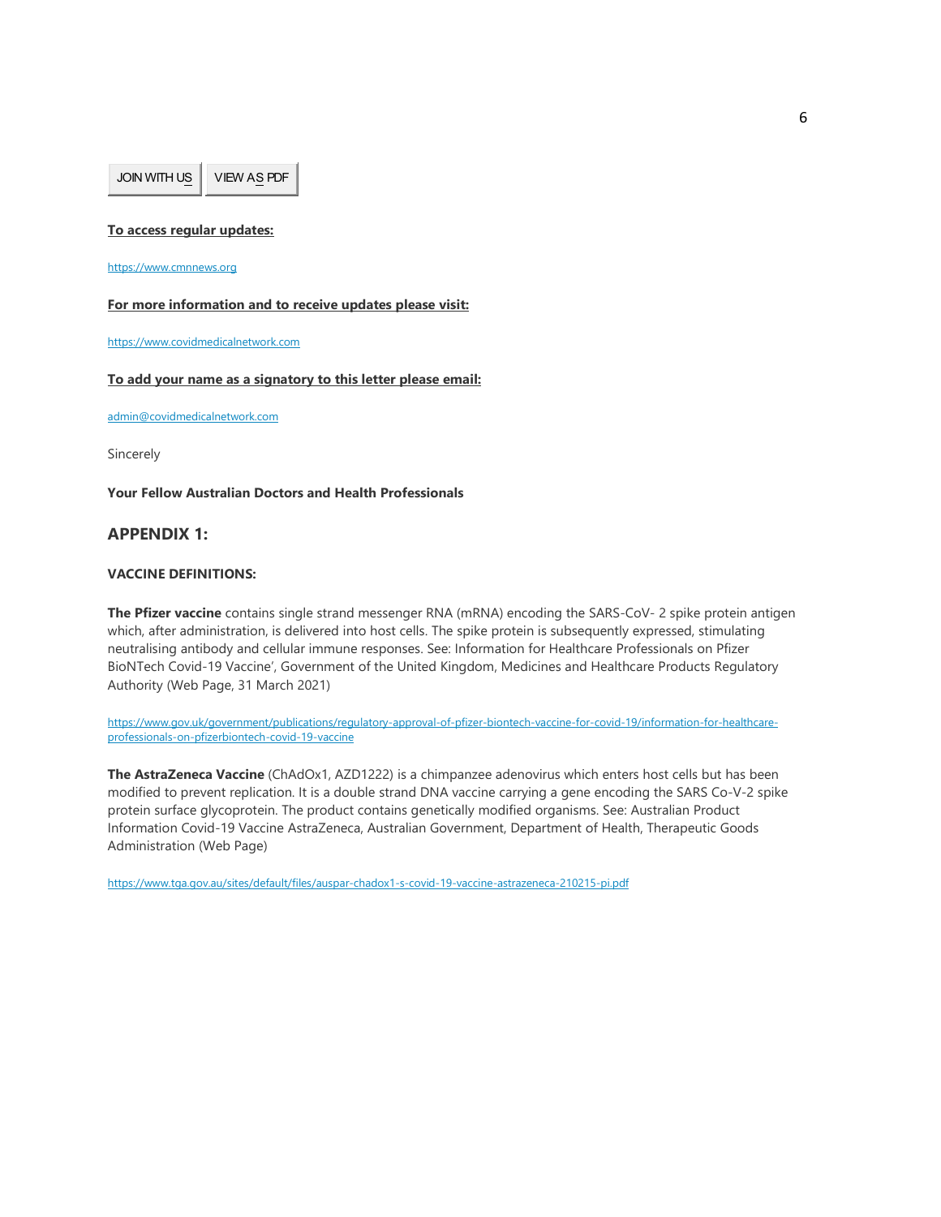JOIN WITH US | VIEW AS PDF

**To access regular updates:**

https://www.cmnnews.org

**For more information and to receive updates please visit:**

https://www.covidmedicalnetwork.com

**To add your name as a signatory to this letter please email:**

admin@covidmedicalnetwork.com

Sincerely

**Your Fellow Australian Doctors and Health Professionals**

## APPENDIX 1:

**VACCINE DEFINITIONS:**

**The Pfizer vaccine** contains single strand messenger RNA (mRNA) encoding the SARS-CoV- 2 spike protein antigen which, after administration, is delivered into host cells. The spike protein is subsequently expressed, stimulating neutralising antibody and cellular immune responses. See: Information for Healthcare Professionals on Pfizer BioNTech Covid-19 Vaccine', Government of the United Kingdom, Medicines and Healthcare Products Regulatory Authority (Web Page, 31 March 2021)

https://www.gov.uk/government/publications/regulatory-approval-of-pfizer-biontech-vaccine-for-covid-19/information-for-healthcare-professionals-on-pfizerbiontech-covid-19-vaccine

**The AstraZeneca Vaccine** (ChAdOx1, AZD1222) is a chimpanzee adenovirus which enters host cells but has been modified to prevent replication. It is a double strand DNA vaccine carrying a gene encoding the SARS Co-V-2 spike protein surface glycoprotein. The product contains genetically modified organisms. See: Australian Product Information Covid-19 Vaccine AstraZeneca, Australian Government, Department of Health, Therapeutic Goods Administration (Web Page)

https://www.tga.gov.au/sites/default/files/auspar-chadox1-s-covid-19-vaccine-astrazeneca-210215-pi.pdf